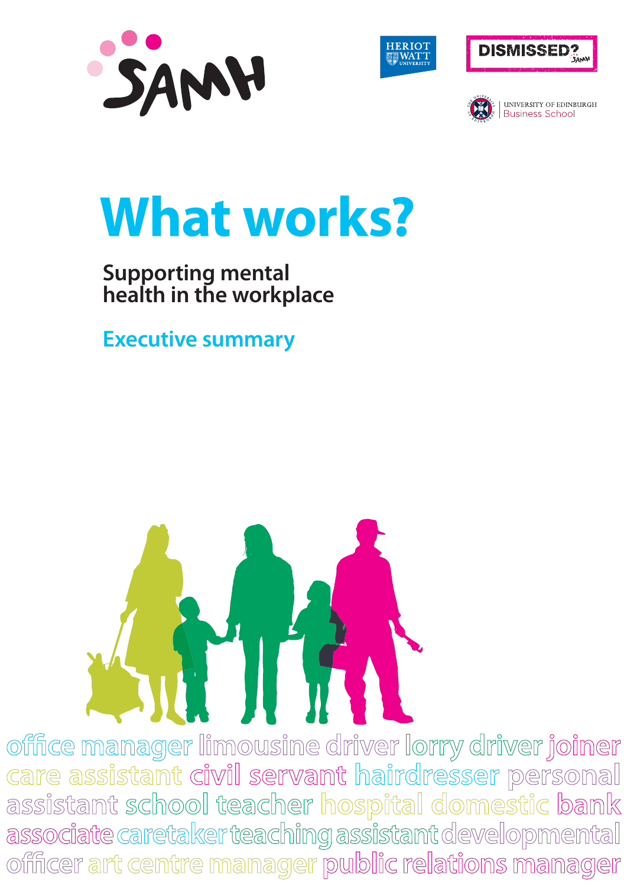SAMH

HERIOT WATT UNIVERSITY

DISMISSED? SAMH

UNIVERSITY OF EDINBURGH Business School

# What works?

## Supporting mental health in the workplace

## Executive summary

office manager limousine driver lorry driver joiner care assistant civil servant hairdresser personal assistant school teacher hospital domestic bank associate caretaker teaching assistant developmental officer art centre manager public relations manager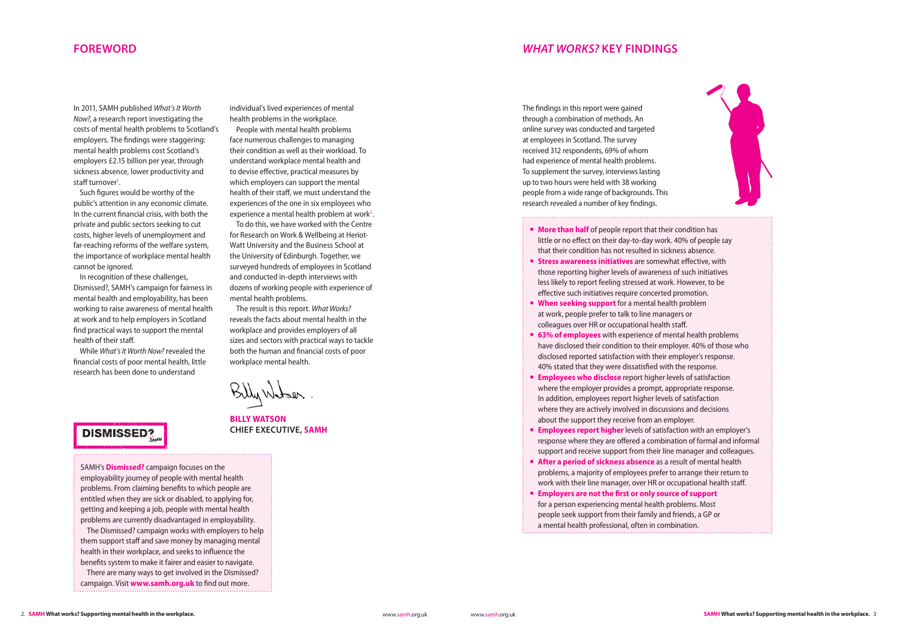## FOREWORD

In 2011, SAMH published *What's It Worth Now?*, a research report investigating the costs of mental health problems to Scotland's employers. The findings were staggering: mental health problems cost Scotland's employers £2.15 billion per year, through sickness absence, lower productivity and staff turnover[1].

Such figures would be worthy of the public's attention in any economic climate. In the current financial crisis, with both the private and public sectors seeking to cut costs, higher levels of unemployment and far-reaching reforms of the welfare system, the importance of workplace mental health cannot be ignored.

In recognition of these challenges, Dismissed?, SAMH's campaign for fairness in mental health and employability, has been working to raise awareness of mental health at work and to help employers in Scotland find practical ways to support the mental health of their staff.

While *What's It Worth Now?* revealed the financial costs of poor mental health, little research has been done to understand individual's lived experiences of mental health problems in the workplace.

People with mental health problems face numerous challenges to managing their condition as well as their workload. To understand workplace mental health and to devise effective, practical measures by which employers can support the mental health of their staff, we must understand the experiences of the one in six employees who experience a mental health problem at work[2].

To do this, we have worked with the Centre for Research on Work & Wellbeing at Heriot-Watt University and the Business School at the University of Edinburgh. Together, we surveyed hundreds of employees in Scotland and conducted in-depth interviews with dozens of working people with experience of mental health problems.

The result is this report. *What Works?* reveals the facts about mental health in the workplace and provides employers of all sizes and sectors with practical ways to tackle both the human and financial costs of poor workplace mental health.

**BILLY WATSON**
**CHIEF EXECUTIVE, SAMH**

**DISMISSED?**

SAMH's **Dismissed?** campaign focuses on the employability journey of people with mental health problems. From claiming benefits to which people are entitled when they are sick or disabled, to applying for, getting and keeping a job, people with mental health problems are currently disadvantaged in employability.

The Dismissed? campaign works with employers to help them support staff and save money by managing mental health in their workplace, and seeks to influence the benefits system to make it fairer and easier to navigate.

There are many ways to get involved in the Dismissed? campaign. Visit **www.samh.org.uk** to find out more.

## *WHAT WORKS?* KEY FINDINGS

The findings in this report were gained through a combination of methods. An online survey was conducted and targeted at employees in Scotland. The survey received 312 respondents, 69% of whom had experience of mental health problems. To supplement the survey, interviews lasting up to two hours were held with 38 working people from a wide range of backgrounds. This research revealed a number of key findings.

- **More than half** of people report that their condition has little or no effect on their day-to-day work. 40% of people say that their condition has not resulted in sickness absence.
- **Stress awareness initiatives** are somewhat effective, with those reporting higher levels of awareness of such initiatives less likely to report feeling stressed at work. However, to be effective such initiatives require concerted promotion.
- **When seeking support** for a mental health problem at work, people prefer to talk to line managers or colleagues over HR or occupational health staff.
- **63% of employees** with experience of mental health problems have disclosed their condition to their employer. 40% of those who disclosed reported satisfaction with their employer's response. 40% stated that they were dissatisfied with the response.
- **Employees who disclose** report higher levels of satisfaction where the employer provides a prompt, appropriate response. In addition, employees report higher levels of satisfaction where they are actively involved in discussions and decisions about the support they receive from an employer.
- **Employees report higher** levels of satisfaction with an employer's response where they are offered a combination of formal and informal support and receive support from their line manager and colleagues.
- **After a period of sickness absence** as a result of mental health problems, a majority of employees prefer to arrange their return to work with their line manager, over HR or occupational health staff.
- **Employers are not the first or only source of support** for a person experiencing mental health problems. Most people seek support from their family and friends, a GP or a mental health professional, often in combination.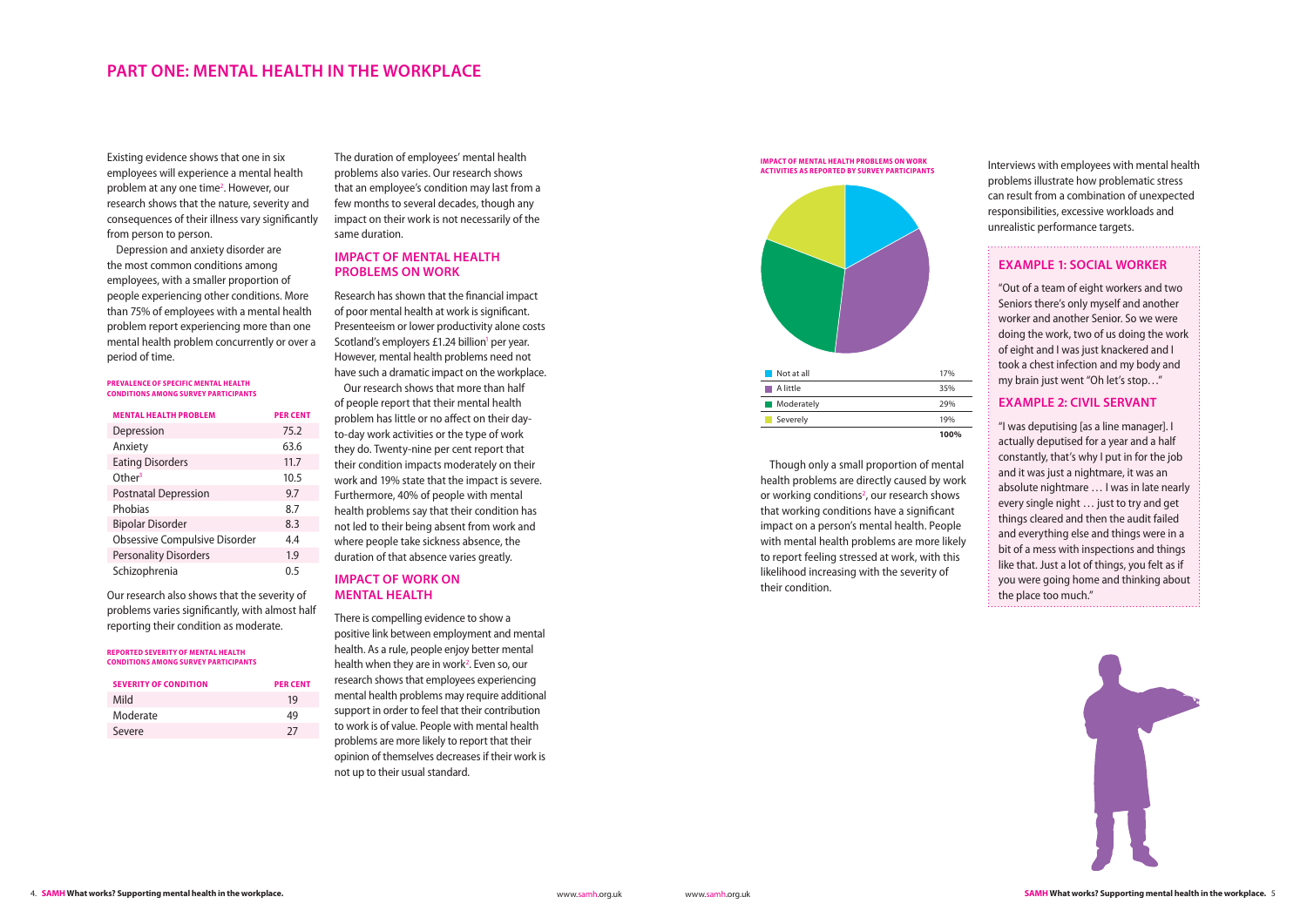# PART ONE: MENTAL HEALTH IN THE WORKPLACE

Existing evidence shows that one in six employees will experience a mental health problem at any one time[2]. However, our research shows that the nature, severity and consequences of their illness vary significantly from person to person.

Depression and anxiety disorder are the most common conditions among employees, with a smaller proportion of people experiencing other conditions. More than 75% of employees with a mental health problem report experiencing more than one mental health problem concurrently or over a period of time.

**PREVALENCE OF SPECIFIC MENTAL HEALTH CONDITIONS AMONG SURVEY PARTICIPANTS**

| MENTAL HEALTH PROBLEM | PER CENT |
|---|---|
| Depression | 75.2 |
| Anxiety | 63.6 |
| Eating Disorders | 11.7 |
| Other[3] | 10.5 |
| Postnatal Depression | 9.7 |
| Phobias | 8.7 |
| Bipolar Disorder | 8.3 |
| Obsessive Compulsive Disorder | 4.4 |
| Personality Disorders | 1.9 |
| Schizophrenia | 0.5 |

Our research also shows that the severity of problems varies significantly, with almost half reporting their condition as moderate.

**REPORTED SEVERITY OF MENTAL HEALTH CONDITIONS AMONG SURVEY PARTICIPANTS**

| SEVERITY OF CONDITION | PER CENT |
|---|---|
| Mild | 19 |
| Moderate | 49 |
| Severe | 27 |

The duration of employees' mental health problems also varies. Our research shows that an employee's condition may last from a few months to several decades, though any impact on their work is not necessarily of the same duration.

## IMPACT OF MENTAL HEALTH PROBLEMS ON WORK

Research has shown that the financial impact of poor mental health at work is significant. Presenteeism or lower productivity alone costs Scotland's employers £1.24 billion[1] per year. However, mental health problems need not have such a dramatic impact on the workplace.

Our research shows that more than half of people report that their mental health problem has little or no affect on their day-to-day work activities or the type of work they do. Twenty-nine per cent report that their condition impacts moderately on their work and 19% state that the impact is severe. Furthermore, 40% of people with mental health problems say that their condition has not led to their being absent from work and where people take sickness absence, the duration of that absence varies greatly.

## IMPACT OF WORK ON MENTAL HEALTH

There is compelling evidence to show a positive link between employment and mental health. As a rule, people enjoy better mental health when they are in work[2]. Even so, our research shows that employees experiencing mental health problems may require additional support in order to feel that their contribution to work is of value. People with mental health problems are more likely to report that their opinion of themselves decreases if their work is not up to their usual standard.

**IMPACT OF MENTAL HEALTH PROBLEMS ON WORK ACTIVITIES AS REPORTED BY SURVEY PARTICIPANTS**

| | |
|---|---|
| Not at all | 17% |
| A little | 35% |
| Moderately | 29% |
| Severely | 19% |
| | **100%** |

Though only a small proportion of mental health problems are directly caused by work or working conditions[2], our research shows that working conditions have a significant impact on a person's mental health. People with mental health problems are more likely to report feeling stressed at work, with this likelihood increasing with the severity of their condition.

Interviews with employees with mental health problems illustrate how problematic stress can result from a combination of unexpected responsibilities, excessive workloads and unrealistic performance targets.

### EXAMPLE 1: SOCIAL WORKER

"Out of a team of eight workers and two Seniors there's only myself and another worker and another Senior. So we were doing the work, two of us doing the work of eight and I was just knackered and I took a chest infection and my body and my brain just went "Oh let's stop…"

### EXAMPLE 2: CIVIL SERVANT

"I was deputising [as a line manager]. I actually deputised for a year and a half constantly, that's why I put in for the job and it was just a nightmare, it was an absolute nightmare … I was in late nearly every single night … just to try and get things cleared and then the audit failed and everything else and things were in a bit of a mess with inspections and things like that. Just a lot of things, you felt as if you were going home and thinking about the place too much."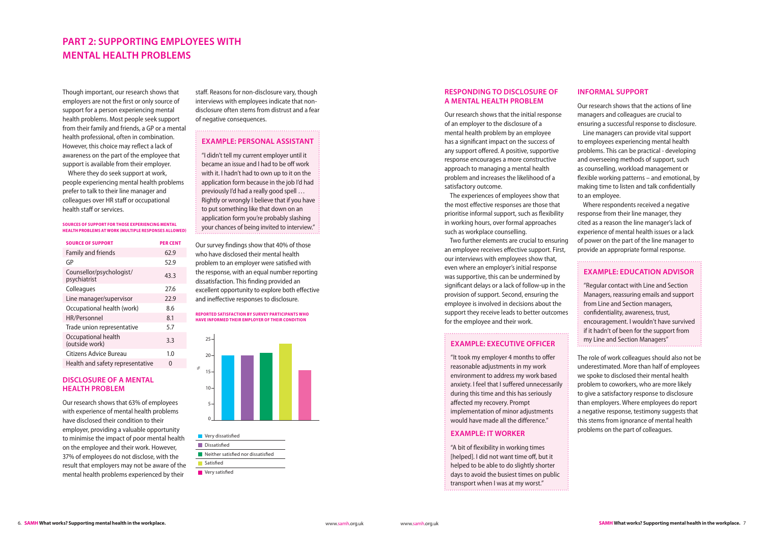# PART 2: SUPPORTING EMPLOYEES WITH MENTAL HEALTH PROBLEMS

Though important, our research shows that employers are not the first or only source of support for a person experiencing mental health problems. Most people seek support from their family and friends, a GP or a mental health professional, often in combination. However, this choice may reflect a lack of awareness on the part of the employee that support is available from their employer.

Where they do seek support at work, people experiencing mental health problems prefer to talk to their line manager and colleagues over HR staff or occupational health staff or services.

**SOURCES OF SUPPORT FOR THOSE EXPERIENCING MENTAL HEALTH PROBLEMS AT WORK (MULTIPLE RESPONSES ALLOWED)**

| SOURCE OF SUPPORT | PER CENT |
|---|---|
| Family and friends | 62.9 |
| GP | 52.9 |
| Counsellor/psychologist/ psychiatrist | 43.3 |
| Colleagues | 27.6 |
| Line manager/supervisor | 22.9 |
| Occupational health (work) | 8.6 |
| HR/Personnel | 8.1 |
| Trade union representative | 5.7 |
| Occupational health (outside work) | 3.3 |
| Citizens Advice Bureau | 1.0 |
| Health and safety representative | 0 |

## DISCLOSURE OF A MENTAL HEALTH PROBLEM

Our research shows that 63% of employees with experience of mental health problems have disclosed their condition to their employer, providing a valuable opportunity to minimise the impact of poor mental health on the employee and their work. However, 37% of employees do not disclose, with the result that employers may not be aware of the mental health problems experienced by their staff. Reasons for non-disclosure vary, though interviews with employees indicate that non-disclosure often stems from distrust and a fear of negative consequences.

### EXAMPLE: PERSONAL ASSISTANT

"I didn't tell my current employer until it became an issue and I had to be off work with it. I hadn't had to own up to it on the application form because in the job I'd had previously I'd had a really good spell … Rightly or wrongly I believe that if you have to put something like that down on an application form you're probably slashing your chances of being invited to interview."

Our survey findings show that 40% of those who have disclosed their mental health problem to an employer were satisfied with the response, with an equal number reporting dissatisfaction. This finding provided an excellent opportunity to explore both effective and ineffective responses to disclosure.

**REPORTED SATISFACTION BY SURVEY PARTICIPANTS WHO HAVE INFORMED THEIR EMPLOYER OF THEIR CONDITION**

- Very dissatisfied
- Dissatisfied
- Neither satisfied nor dissatisfied
- Satisfied
- Very satisfied

## RESPONDING TO DISCLOSURE OF A MENTAL HEALTH PROBLEM

Our research shows that the initial response of an employer to the disclosure of a mental health problem by an employee has a significant impact on the success of any support offered. A positive, supportive response encourages a more constructive approach to managing a mental health problem and increases the likelihood of a satisfactory outcome.

The experiences of employees show that the most effective responses are those that prioritise informal support, such as flexibility in working hours, over formal approaches such as workplace counselling.

Two further elements are crucial to ensuring an employee receives effective support. First, our interviews with employees show that, even where an employer's initial response was supportive, this can be undermined by significant delays or a lack of follow-up in the provision of support. Second, ensuring the employee is involved in decisions about the support they receive leads to better outcomes for the employee and their work.

### EXAMPLE: EXECUTIVE OFFICER

"It took my employer 4 months to offer reasonable adjustments in my work environment to address my work based anxiety. I feel that I suffered unnecessarily during this time and this has seriously affected my recovery. Prompt implementation of minor adjustments would have made all the difference."

### EXAMPLE: IT WORKER

"A bit of flexibility in working times [helped]. I did not want time off, but it helped to be able to do slightly shorter days to avoid the busiest times on public transport when I was at my worst."

## INFORMAL SUPPORT

Our research shows that the actions of line managers and colleagues are crucial to ensuring a successful response to disclosure.

Line managers can provide vital support to employees experiencing mental health problems. This can be practical - developing and overseeing methods of support, such as counselling, workload management or flexible working patterns – and emotional, by making time to listen and talk confidentially to an employee.

Where respondents received a negative response from their line manager, they cited as a reason the line manager's lack of experience of mental health issues or a lack of power on the part of the line manager to provide an appropriate formal response.

### EXAMPLE: EDUCATION ADVISOR

"Regular contact with Line and Section Managers, reassuring emails and support from Line and Section managers, confidentiality, awareness, trust, encouragement. I wouldn't have survived if it hadn't of been for the support from my Line and Section Managers"

The role of work colleagues should also not be underestimated. More than half of employees we spoke to disclosed their mental health problem to coworkers, who are more likely to give a satisfactory response to disclosure than employers. Where employees do report a negative response, testimony suggests that this stems from ignorance of mental health problems on the part of colleagues.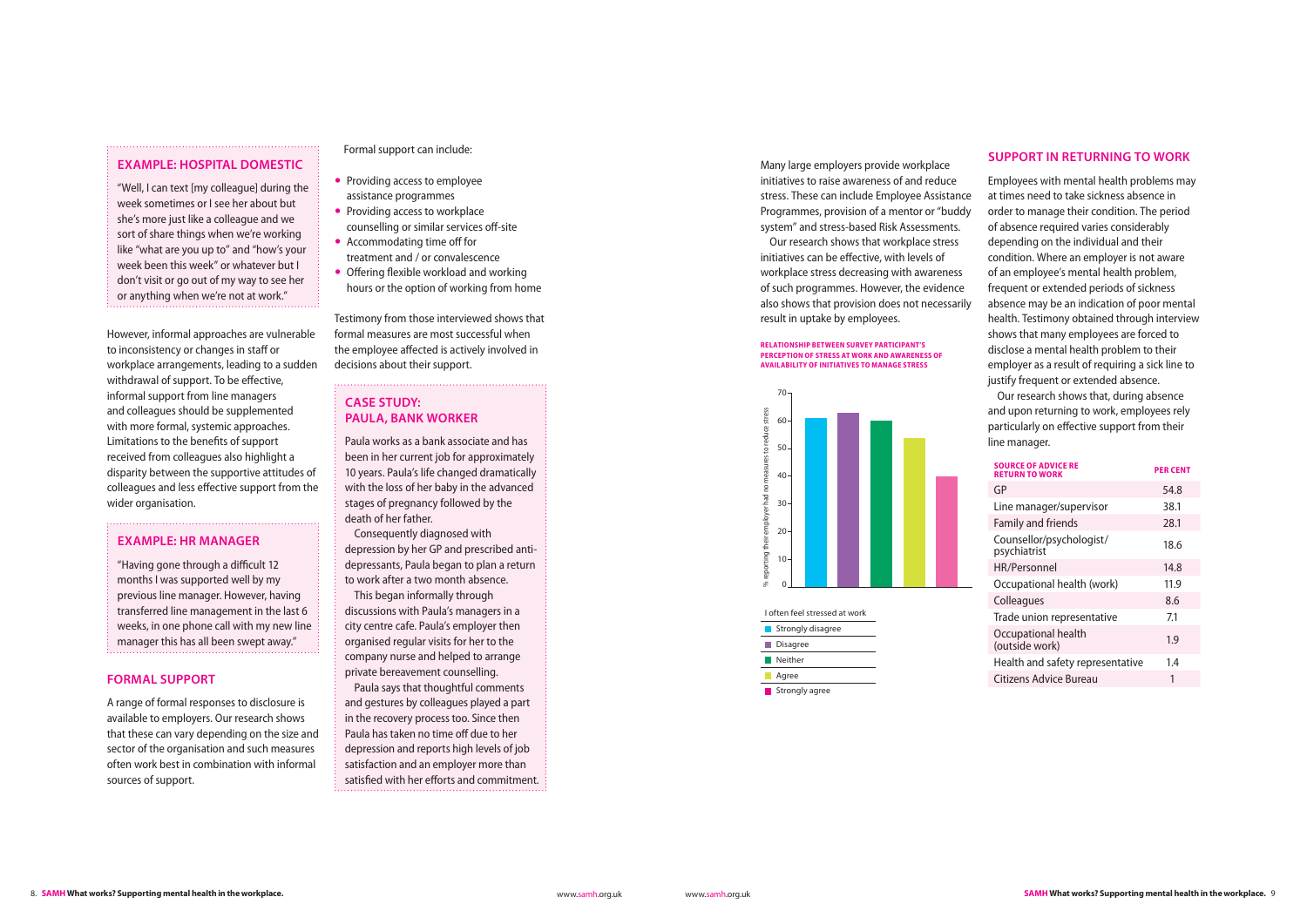## EXAMPLE: HOSPITAL DOMESTIC

"Well, I can text [my colleague] during the week sometimes or I see her about but she's more just like a colleague and we sort of share things when we're working like "what are you up to" and "how's your week been this week" or whatever but I don't visit or go out of my way to see her or anything when we're not at work."

However, informal approaches are vulnerable to inconsistency or changes in staff or workplace arrangements, leading to a sudden withdrawal of support. To be effective, informal support from line managers and colleagues should be supplemented with more formal, systemic approaches. Limitations to the benefits of support received from colleagues also highlight a disparity between the supportive attitudes of colleagues and less effective support from the wider organisation.

## EXAMPLE: HR MANAGER

"Having gone through a difficult 12 months I was supported well by my previous line manager. However, having transferred line management in the last 6 weeks, in one phone call with my new line manager this has all been swept away."

## FORMAL SUPPORT

A range of formal responses to disclosure is available to employers. Our research shows that these can vary depending on the size and sector of the organisation and such measures often work best in combination with informal sources of support.

Formal support can include:

- Providing access to employee assistance programmes
- Providing access to workplace counselling or similar services off-site
- Accommodating time off for treatment and / or convalescence
- Offering flexible workload and working hours or the option of working from home

Testimony from those interviewed shows that formal measures are most successful when the employee affected is actively involved in decisions about their support.

## CASE STUDY: PAULA, BANK WORKER

Paula works as a bank associate and has been in her current job for approximately 10 years. Paula's life changed dramatically with the loss of her baby in the advanced stages of pregnancy followed by the death of her father.

Consequently diagnosed with depression by her GP and prescribed anti-depressants, Paula began to plan a return to work after a two month absence.

This began informally through discussions with Paula's managers in a city centre cafe. Paula's employer then organised regular visits for her to the company nurse and helped to arrange private bereavement counselling.

Paula says that thoughtful comments and gestures by colleagues played a part in the recovery process too. Since then Paula has taken no time off due to her depression and reports high levels of job satisfaction and an employer more than satisfied with her efforts and commitment.

Many large employers provide workplace initiatives to raise awareness of and reduce stress. These can include Employee Assistance Programmes, provision of a mentor or "buddy system" and stress-based Risk Assessments.

Our research shows that workplace stress initiatives can be effective, with levels of workplace stress decreasing with awareness of such programmes. However, the evidence also shows that provision does not necessarily result in uptake by employees.

**RELATIONSHIP BETWEEN SURVEY PARTICIPANT'S PERCEPTION OF STRESS AT WORK AND AWARENESS OF AVAILABILITY OF INITIATIVES TO MANAGE STRESS**

| I often feel stressed at work | % reporting their employer had no measures to reduce stress |
|---|---|
| Strongly disagree | ~61 |
| Disagree | ~63 |
| Neither | ~60 |
| Agree | ~54 |
| Strongly agree | ~40 |

## SUPPORT IN RETURNING TO WORK

Employees with mental health problems may at times need to take sickness absence in order to manage their condition. The period of absence required varies considerably depending on the individual and their condition. Where an employer is not aware of an employee's mental health problem, frequent or extended periods of sickness absence may be an indication of poor mental health. Testimony obtained through interview shows that many employees are forced to disclose a mental health problem to their employer as a result of requiring a sick line to justify frequent or extended absence.

Our research shows that, during absence and upon returning to work, employees rely particularly on effective support from their line manager.

| SOURCE OF ADVICE RE RETURN TO WORK | PER CENT |
|---|---|
| GP | 54.8 |
| Line manager/supervisor | 38.1 |
| Family and friends | 28.1 |
| Counsellor/psychologist/psychiatrist | 18.6 |
| HR/Personnel | 14.8 |
| Occupational health (work) | 11.9 |
| Colleagues | 8.6 |
| Trade union representative | 7.1 |
| Occupational health (outside work) | 1.9 |
| Health and safety representative | 1.4 |
| Citizens Advice Bureau | 1 |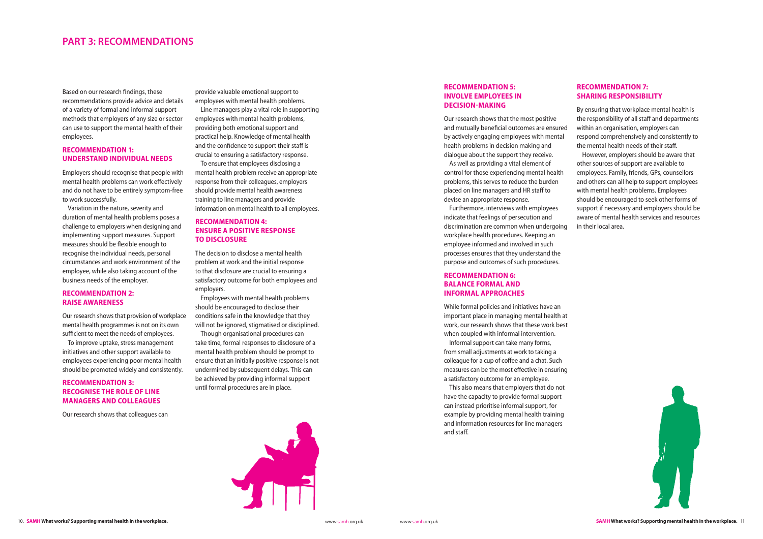# PART 3: RECOMMENDATIONS

Based on our research findings, these recommendations provide advice and details of a variety of formal and informal support methods that employers of any size or sector can use to support the mental health of their employees.

## RECOMMENDATION 1: UNDERSTAND INDIVIDUAL NEEDS

Employers should recognise that people with mental health problems can work effectively and do not have to be entirely symptom-free to work successfully.

Variation in the nature, severity and duration of mental health problems poses a challenge to employers when designing and implementing support measures. Support measures should be flexible enough to recognise the individual needs, personal circumstances and work environment of the employee, while also taking account of the business needs of the employer.

## RECOMMENDATION 2: RAISE AWARENESS

Our research shows that provision of workplace mental health programmes is not on its own sufficient to meet the needs of employees.

To improve uptake, stress management initiatives and other support available to employees experiencing poor mental health should be promoted widely and consistently.

## RECOMMENDATION 3: RECOGNISE THE ROLE OF LINE MANAGERS AND COLLEAGUES

Our research shows that colleagues can provide valuable emotional support to employees with mental health problems.

Line managers play a vital role in supporting employees with mental health problems, providing both emotional support and practical help. Knowledge of mental health and the confidence to support their staff is crucial to ensuring a satisfactory response.

To ensure that employees disclosing a mental health problem receive an appropriate response from their colleagues, employers should provide mental health awareness training to line managers and provide information on mental health to all employees.

## RECOMMENDATION 4: ENSURE A POSITIVE RESPONSE TO DISCLOSURE

The decision to disclose a mental health problem at work and the initial response to that disclosure are crucial to ensuring a satisfactory outcome for both employees and employers.

Employees with mental health problems should be encouraged to disclose their conditions safe in the knowledge that they will not be ignored, stigmatised or disciplined.

Though organisational procedures can take time, formal responses to disclosure of a mental health problem should be prompt to ensure that an initially positive response is not undermined by subsequent delays. This can be achieved by providing informal support until formal procedures are in place.

## RECOMMENDATION 5: INVOLVE EMPLOYEES IN DECISION-MAKING

Our research shows that the most positive and mutually beneficial outcomes are ensured by actively engaging employees with mental health problems in decision making and dialogue about the support they receive.

As well as providing a vital element of control for those experiencing mental health problems, this serves to reduce the burden placed on line managers and HR staff to devise an appropriate response.

Furthermore, interviews with employees indicate that feelings of persecution and discrimination are common when undergoing workplace health procedures. Keeping an employee informed and involved in such processes ensures that they understand the purpose and outcomes of such procedures.

## RECOMMENDATION 6: BALANCE FORMAL AND INFORMAL APPROACHES

While formal policies and initiatives have an important place in managing mental health at work, our research shows that these work best when coupled with informal intervention.

Informal support can take many forms, from small adjustments at work to taking a colleague for a cup of coffee and a chat. Such measures can be the most effective in ensuring a satisfactory outcome for an employee.

This also means that employers that do not have the capacity to provide formal support can instead prioritise informal support, for example by providing mental health training and information resources for line managers and staff.

## RECOMMENDATION 7: SHARING RESPONSIBILITY

By ensuring that workplace mental health is the responsibility of all staff and departments within an organisation, employers can respond comprehensively and consistently to the mental health needs of their staff.

However, employers should be aware that other sources of support are available to employees. Family, friends, GPs, counsellors and others can all help to support employees with mental health problems. Employees should be encouraged to seek other forms of support if necessary and employers should be aware of mental health services and resources in their local area.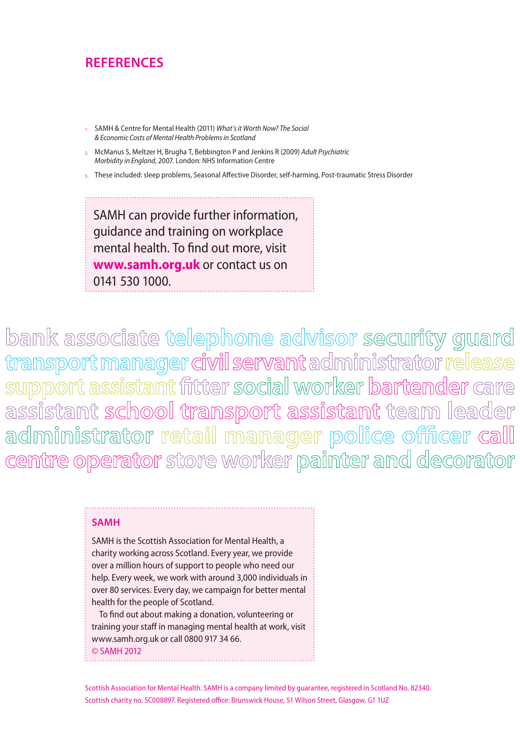## REFERENCES

1. SAMH & Centre for Mental Health (2011) *What's it Worth Now? The Social & Economic Costs of Mental Health Problems in Scotland*
2. McManus S, Meltzer H, Brugha T, Bebbington P and Jenkins R (2009) *Adult Psychiatric Morbidity in England*, 2007. London: NHS Information Centre
3. These included: sleep problems, Seasonal Affective Disorder, self-harming, Post-traumatic Stress Disorder

SAMH can provide further information, guidance and training on workplace mental health. To find out more, visit **www.samh.org.uk** or contact us on 0141 530 1000.

bank associate telephone advisor security guard transport manager civil servant administrator release support assistant fitter social worker bartender care assistant school transport assistant team leader administrator retail manager police officer call centre operator store worker painter and decorator

### SAMH

SAMH is the Scottish Association for Mental Health, a charity working across Scotland. Every year, we provide over a million hours of support to people who need our help. Every week, we work with around 3,000 individuals in over 80 services. Every day, we campaign for better mental health for the people of Scotland.

To find out about making a donation, volunteering or training your staff in managing mental health at work, visit www.samh.org.uk or call 0800 917 34 66.

© SAMH 2012

Scottish Association for Mental Health. SAMH is a company limited by guarantee, registered in Scotland No. 82340. Scottish charity no. SC008897. Registered office: Brunswick House, 51 Wilson Street, Glasgow, G1 1UZ